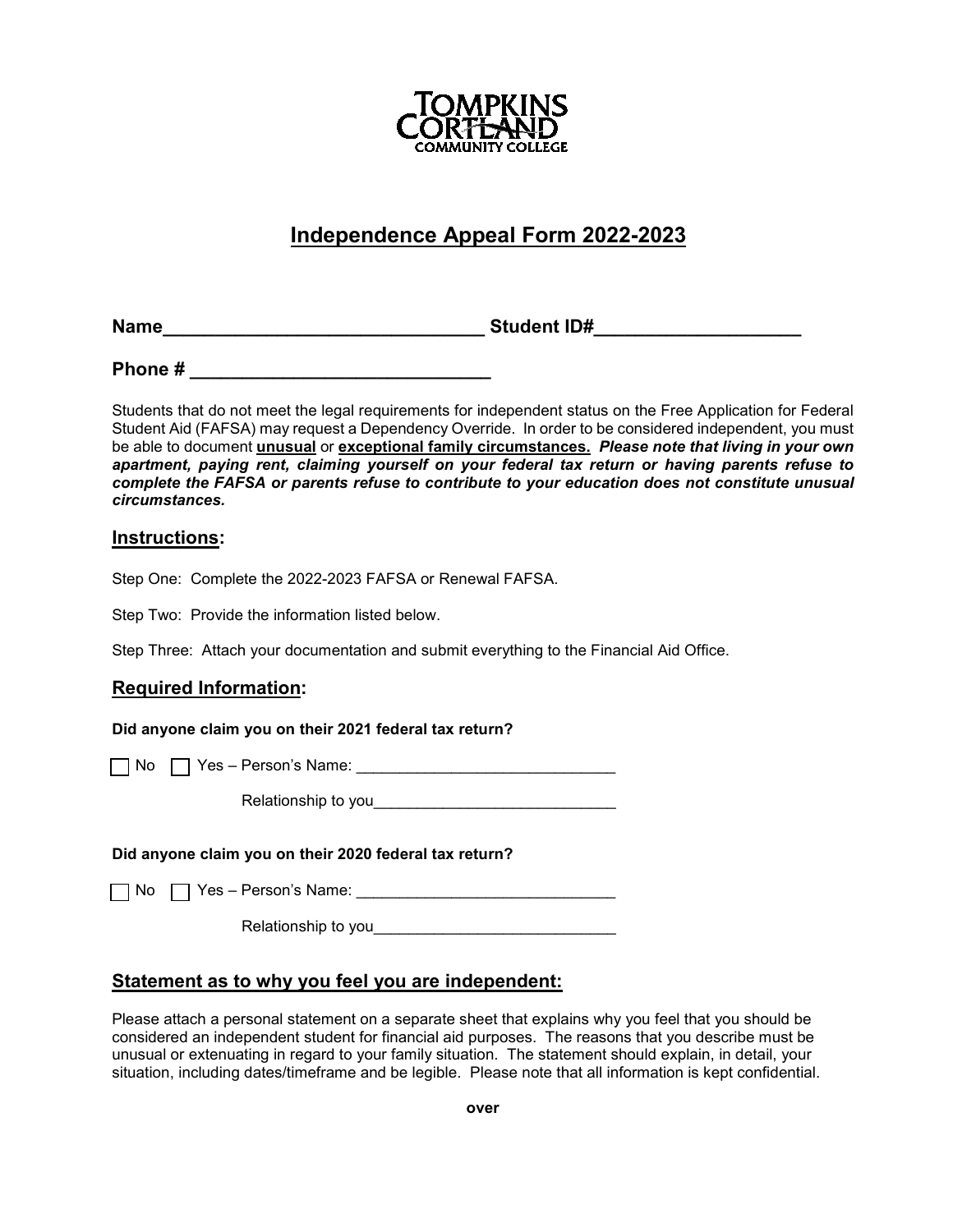TOMPKINS CORTLAND COMMUNITY COLLEGE

# Independence Appeal Form 2022-2023

**Name_______________________________ Student ID#____________________**

**Phone # _____________________________**

Students that do not meet the legal requirements for independent status on the Free Application for Federal Student Aid (FAFSA) may request a Dependency Override. In order to be considered independent, you must be able to document **unusual** or **exceptional family circumstances.** ***Please note that living in your own apartment, paying rent, claiming yourself on your federal tax return or having parents refuse to complete the FAFSA or parents refuse to contribute to your education does not constitute unusual circumstances.***

## Instructions:

Step One: Complete the 2022-2023 FAFSA or Renewal FAFSA.

Step Two: Provide the information listed below.

Step Three: Attach your documentation and submit everything to the Financial Aid Office.

## Required Information:

**Did anyone claim you on their 2021 federal tax return?**

☐ No ☐ Yes – Person's Name: ______________________________

Relationship to you____________________________

**Did anyone claim you on their 2020 federal tax return?**

☐ No ☐ Yes – Person's Name: ______________________________

Relationship to you____________________________

## Statement as to why you feel you are independent:

Please attach a personal statement on a separate sheet that explains why you feel that you should be considered an independent student for financial aid purposes. The reasons that you describe must be unusual or extenuating in regard to your family situation. The statement should explain, in detail, your situation, including dates/timeframe and be legible. Please note that all information is kept confidential.

**over**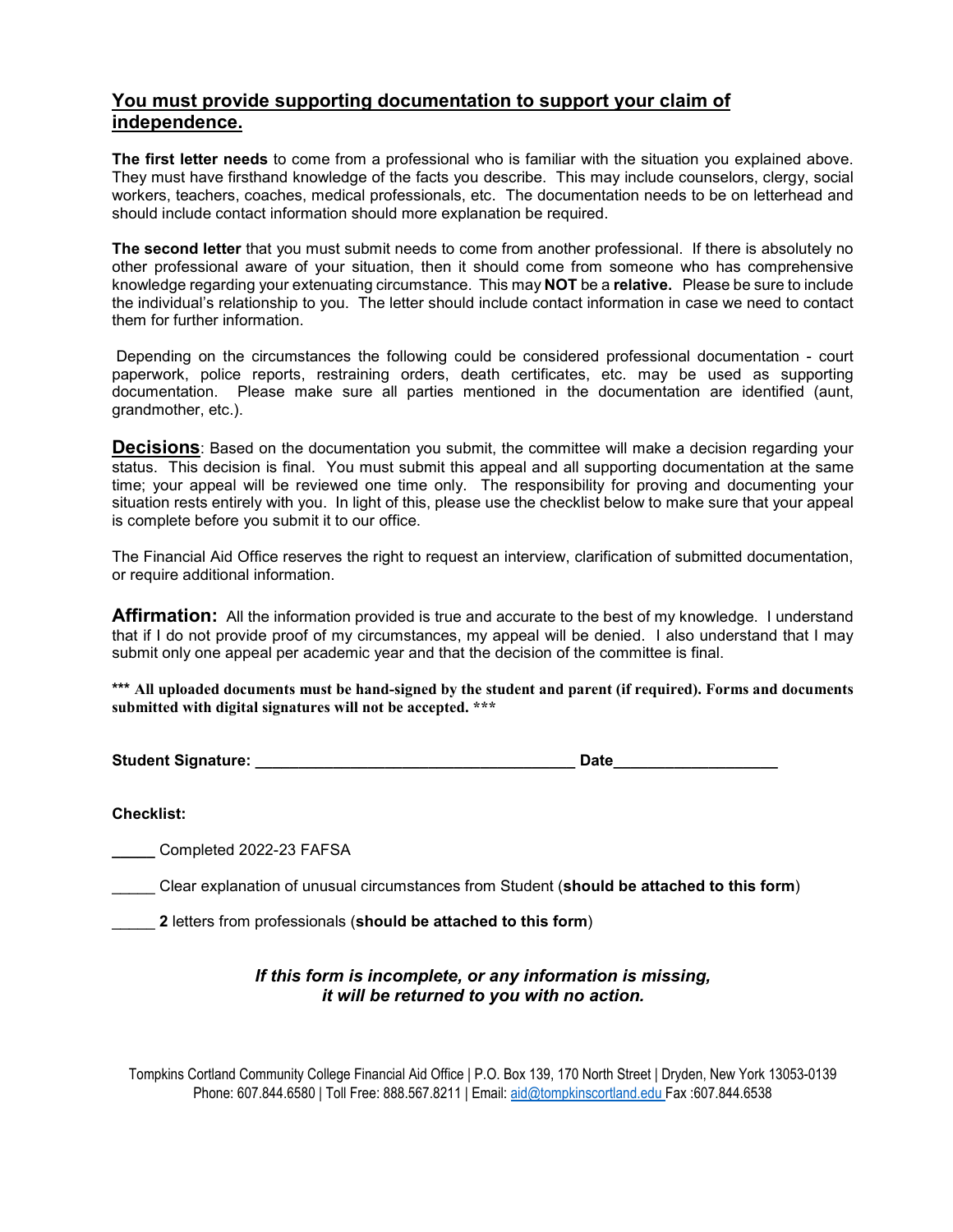## You must provide supporting documentation to support your claim of independence.

**The first letter needs** to come from a professional who is familiar with the situation you explained above. They must have firsthand knowledge of the facts you describe. This may include counselors, clergy, social workers, teachers, coaches, medical professionals, etc. The documentation needs to be on letterhead and should include contact information should more explanation be required.

**The second letter** that you must submit needs to come from another professional. If there is absolutely no other professional aware of your situation, then it should come from someone who has comprehensive knowledge regarding your extenuating circumstance. This may **NOT** be a **relative.** Please be sure to include the individual's relationship to you. The letter should include contact information in case we need to contact them for further information.

Depending on the circumstances the following could be considered professional documentation - court paperwork, police reports, restraining orders, death certificates, etc. may be used as supporting documentation. Please make sure all parties mentioned in the documentation are identified (aunt, grandmother, etc.).

**Decisions**: Based on the documentation you submit, the committee will make a decision regarding your status. This decision is final. You must submit this appeal and all supporting documentation at the same time; your appeal will be reviewed one time only. The responsibility for proving and documenting your situation rests entirely with you. In light of this, please use the checklist below to make sure that your appeal is complete before you submit it to our office.

The Financial Aid Office reserves the right to request an interview, clarification of submitted documentation, or require additional information.

**Affirmation:** All the information provided is true and accurate to the best of my knowledge. I understand that if I do not provide proof of my circumstances, my appeal will be denied. I also understand that I may submit only one appeal per academic year and that the decision of the committee is final.

**\*\*\* All uploaded documents must be hand-signed by the student and parent (if required). Forms and documents submitted with digital signatures will not be accepted. \*\*\***

**Student Signature: ____________________________________ Date__________________**

**Checklist:**

_____ Completed 2022-23 FAFSA

_____ Clear explanation of unusual circumstances from Student (**should be attached to this form**)

_____ **2** letters from professionals (**should be attached to this form**)

***If this form is incomplete, or any information is missing, it will be returned to you with no action.***

Tompkins Cortland Community College Financial Aid Office | P.O. Box 139, 170 North Street | Dryden, New York 13053-0139
Phone: 607.844.6580 | Toll Free: 888.567.8211 | Email: aid@tompkinscortland.edu Fax :607.844.6538